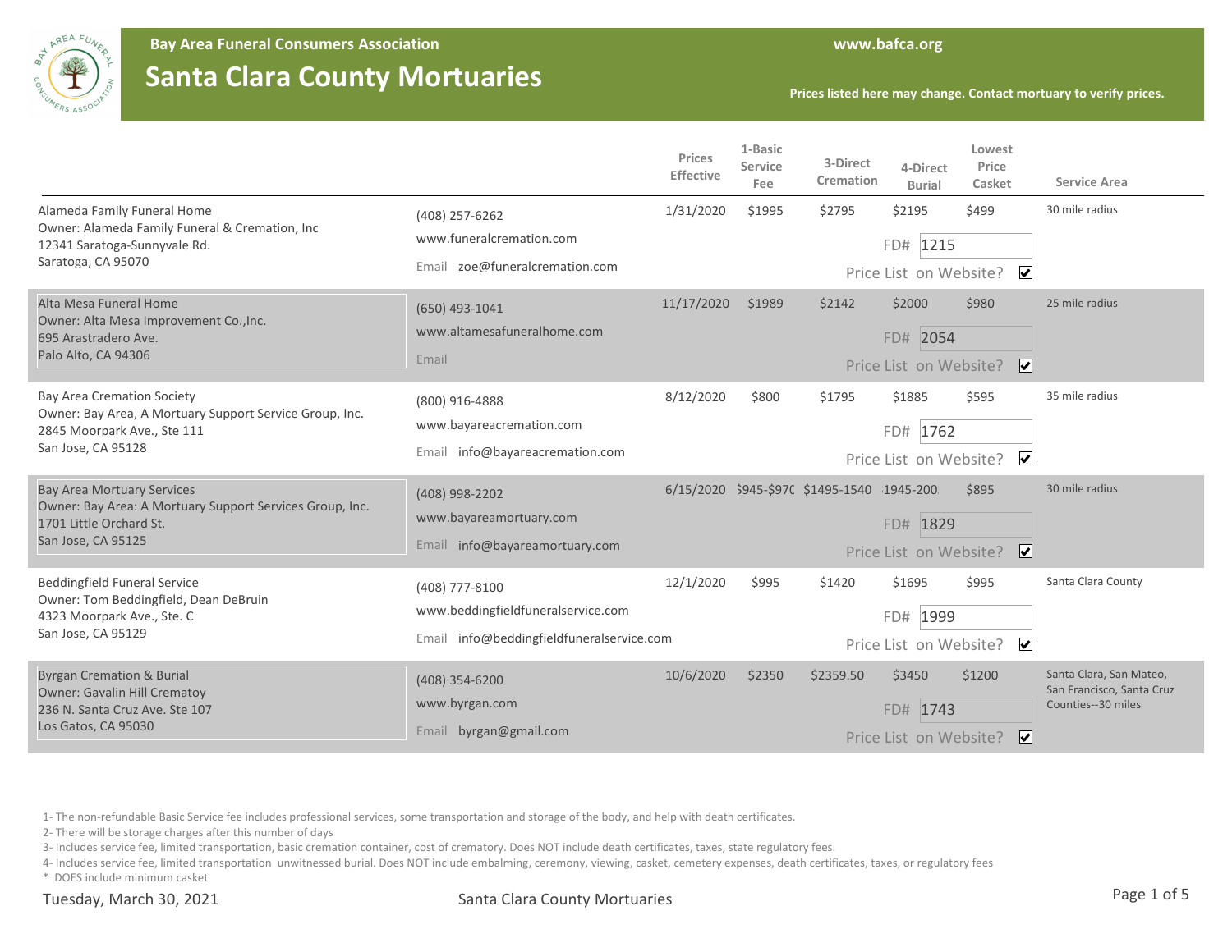**Bay Area Funeral Consumers Association** — www.bafca.org

# Santa Clara County Mortuaries

Prices listed here may change. Contact mortuary to verify prices.

| Mortuary | Contact | Prices Effective | 1-Basic Service Fee | 3-Direct Cremation | 4-Direct Burial | Lowest Price Casket | Service Area |
|---|---|---|---|---|---|---|---|
| Alameda Family Funeral Home<br>Owner: Alameda Family Funeral & Cremation, Inc<br>12341 Saratoga-Sunnyvale Rd.<br>Saratoga, CA 95070 | (408) 257-6262<br>www.funeralcremation.com<br>Email zoe@funeralcremation.com | 1/31/2020 | $1995 | $2795 | $2195 | $499 | 30 mile radius |
| | | | | | FD# 1215 | | |
| | | | | | Price List on Website? ☑ | | |
| Alta Mesa Funeral Home<br>Owner: Alta Mesa Improvement Co.,Inc.<br>695 Arastradero Ave.<br>Palo Alto, CA 94306 | (650) 493-1041<br>www.altamesafuneralhome.com<br>Email | 11/17/2020 | $1989 | $2142 | $2000 | $980 | 25 mile radius |
| | | | | | FD# 2054 | | |
| | | | | | Price List on Website? ☑ | | |
| Bay Area Cremation Society<br>Owner: Bay Area, A Mortuary Support Service Group, Inc.<br>2845 Moorpark Ave., Ste 111<br>San Jose, CA 95128 | (800) 916-4888<br>www.bayareacremation.com<br>Email info@bayareacremation.com | 8/12/2020 | $800 | $1795 | $1885 | $595 | 35 mile radius |
| | | | | | FD# 1762 | | |
| | | | | | Price List on Website? ☑ | | |
| Bay Area Mortuary Services<br>Owner: Bay Area: A Mortuary Support Services Group, Inc.<br>1701 Little Orchard St.<br>San Jose, CA 95125 | (408) 998-2202<br>www.bayareamortuary.com<br>Email info@bayareamortuary.com | 6/15/2020 | $945-$970 | $1495-1540 | 1945-200 | $895 | 30 mile radius |
| | | | | | FD# 1829 | | |
| | | | | | Price List on Website? ☑ | | |
| Beddingfield Funeral Service<br>Owner: Tom Beddingfield, Dean DeBruin<br>4323 Moorpark Ave., Ste. C<br>San Jose, CA 95129 | (408) 777-8100<br>www.beddingfieldfuneralservice.com<br>Email info@beddingfieldfuneralservice.com | 12/1/2020 | $995 | $1420 | $1695 | $995 | Santa Clara County |
| | | | | | FD# 1999 | | |
| | | | | | Price List on Website? ☑ | | |
| Byrgan Cremation & Burial<br>Owner: Gavalin Hill Crematoy<br>236 N. Santa Cruz Ave. Ste 107<br>Los Gatos, CA 95030 | (408) 354-6200<br>www.byrgan.com<br>Email byrgan@gmail.com | 10/6/2020 | $2350 | $2359.50 | $3450 | $1200 | Santa Clara, San Mateo, San Francisco, Santa Cruz Counties--30 miles |
| | | | | | FD# 1743 | | |
| | | | | | Price List on Website? ☑ | | |

1- The non-refundable Basic Service fee includes professional services, some transportation and storage of the body, and help with death certificates.

2- There will be storage charges after this number of days

3- Includes service fee, limited transportation, basic cremation container, cost of crematory. Does NOT include death certificates, taxes, state regulatory fees.

4- Includes service fee, limited transportation unwitnessed burial. Does NOT include embalming, ceremony, viewing, casket, cemetery expenses, death certificates, taxes, or regulatory fees

\* DOES include minimum casket

Tuesday, March 30, 2021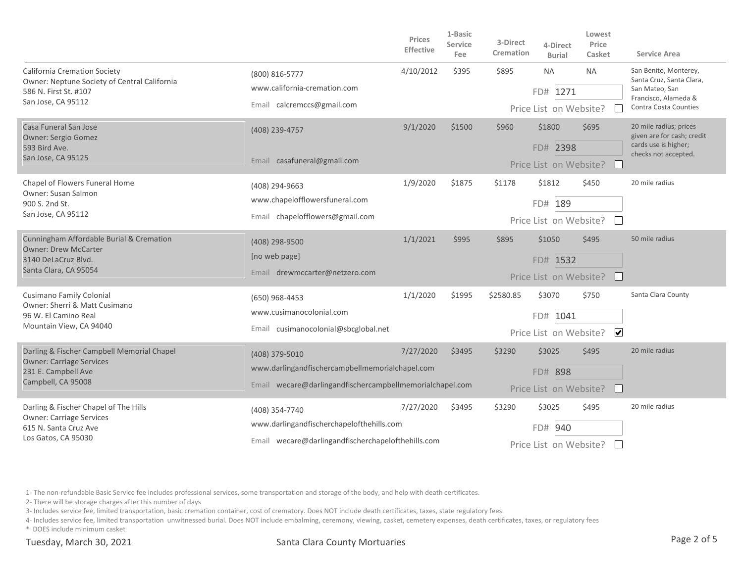| | | Prices Effective | 1-Basic Service Fee | 3-Direct Cremation | 4-Direct Burial | Lowest Price Casket | Service Area |
|---|---|---|---|---|---|---|---|
| California Cremation Society<br>Owner: Neptune Society of Central California<br>586 N. First St. #107<br>San Jose, CA 95112 | (800) 816-5777<br>www.california-cremation.com<br>Email calcremccs@gmail.com | 4/10/2012 | $395 | $895 | NA<br>FD# 1271<br>Price List on Website? ☐ | NA | San Benito, Monterey, Santa Cruz, Santa Clara, San Mateo, San Francisco, Alameda & Contra Costa Counties |
| Casa Funeral San Jose<br>Owner: Sergio Gomez<br>593 Bird Ave.<br>San Jose, CA 95125 | (408) 239-4757<br>Email casafuneral@gmail.com | 9/1/2020 | $1500 | $960 | $1800<br>FD# 2398<br>Price List on Website? ☐ | $695 | 20 mile radius; prices given are for cash; credit cards use is higher; checks not accepted. |
| Chapel of Flowers Funeral Home<br>Owner: Susan Salmon<br>900 S. 2nd St.<br>San Jose, CA 95112 | (408) 294-9663<br>www.chapelofflowersfuneral.com<br>Email chapelofflowers@gmail.com | 1/9/2020 | $1875 | $1178 | $1812<br>FD# 189<br>Price List on Website? ☐ | $450 | 20 mile radius |
| Cunningham Affordable Burial & Cremation<br>Owner: Drew McCarter<br>3140 DeLaCruz Blvd.<br>Santa Clara, CA 95054 | (408) 298-9500<br>[no web page]<br>Email drewmccarter@netzero.com | 1/1/2021 | $995 | $895 | $1050<br>FD# 1532<br>Price List on Website? ☐ | $495 | 50 mile radius |
| Cusimano Family Colonial<br>Owner: Sherri & Matt Cusimano<br>96 W. El Camino Real<br>Mountain View, CA 94040 | (650) 968-4453<br>www.cusimanocolonial.com<br>Email cusimanocolonial@sbcglobal.net | 1/1/2020 | $1995 | $2580.85 | $3070<br>FD# 1041<br>Price List on Website? ☑ | $750 | Santa Clara County |
| Darling & Fischer Campbell Memorial Chapel<br>Owner: Carriage Services<br>231 E. Campbell Ave<br>Campbell, CA 95008 | (408) 379-5010<br>www.darlingandfischercampbellmemorialchapel.com<br>Email wecare@darlingandfischercampbellmemorialchapel.com | 7/27/2020 | $3495 | $3290 | $3025<br>FD# 898<br>Price List on Website? ☐ | $495 | 20 mile radius |
| Darling & Fischer Chapel of The Hills<br>Owner: Carriage Services<br>615 N. Santa Cruz Ave<br>Los Gatos, CA 95030 | (408) 354-7740<br>www.darlingandfischerchapelofthehills.com<br>Email wecare@darlingandfischerchapelofthehills.com | 7/27/2020 | $3495 | $3290 | $3025<br>FD# 940<br>Price List on Website? ☐ | $495 | 20 mile radius |

1- The non-refundable Basic Service fee includes professional services, some transportation and storage of the body, and help with death certificates.

2- There will be storage charges after this number of days

3- Includes service fee, limited transportation, basic cremation container, cost of crematory. Does NOT include death certificates, taxes, state regulatory fees.

4- Includes service fee, limited transportation unwitnessed burial. Does NOT include embalming, ceremony, viewing, casket, cemetery expenses, death certificates, taxes, or regulatory fees

\* DOES include minimum casket

Tuesday, March 30, 2021 — Santa Clara County Mortuaries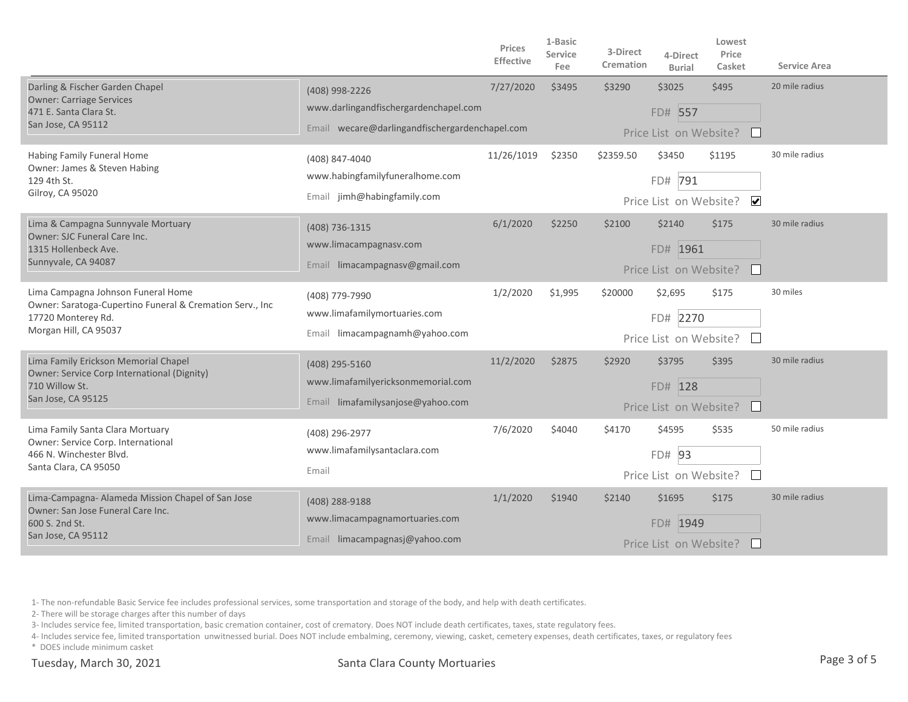| | | Prices Effective | 1-Basic Service Fee | 3-Direct Cremation | 4-Direct Burial | Lowest Price Casket | Service Area |
|---|---|---|---|---|---|---|---|
| Darling & Fischer Garden Chapel<br>Owner: Carriage Services<br>471 E. Santa Clara St.<br>San Jose, CA 95112 | (408) 998-2226<br>www.darlingandfischergardenchapel.com<br>Email wecare@darlingandfischergardenchapel.com | 7/27/2020 | $3495 | $3290 | $3025<br>FD# 557<br>Price List on Website? ☐ | $495 | 20 mile radius |
| Habing Family Funeral Home<br>Owner: James & Steven Habing<br>129 4th St.<br>Gilroy, CA 95020 | (408) 847-4040<br>www.habingfamilyfuneralhome.com<br>Email jimh@habingfamily.com | 11/26/1019 | $2350 | $2359.50 | $3450<br>FD# 791<br>Price List on Website? ☑ | $1195 | 30 mile radius |
| Lima & Campagna Sunnyvale Mortuary<br>Owner: SJC Funeral Care Inc.<br>1315 Hollenbeck Ave.<br>Sunnyvale, CA 94087 | (408) 736-1315<br>www.limacampagnasv.com<br>Email limacampagnasv@gmail.com | 6/1/2020 | $2250 | $2100 | $2140<br>FD# 1961<br>Price List on Website? ☐ | $175 | 30 mile radius |
| Lima Campagna Johnson Funeral Home<br>Owner: Saratoga-Cupertino Funeral & Cremation Serv., Inc<br>17720 Monterey Rd.<br>Morgan Hill, CA 95037 | (408) 779-7990<br>www.limafamilymortuaries.com<br>Email limacampagnamh@yahoo.com | 1/2/2020 | $1,995 | $20000 | $2,695<br>FD# 2270<br>Price List on Website? ☐ | $175 | 30 miles |
| Lima Family Erickson Memorial Chapel<br>Owner: Service Corp International (Dignity)<br>710 Willow St.<br>San Jose, CA 95125 | (408) 295-5160<br>www.limafamilyericksonmemorial.com<br>Email limafamilysanjose@yahoo.com | 11/2/2020 | $2875 | $2920 | $3795<br>FD# 128<br>Price List on Website? ☐ | $395 | 30 mile radius |
| Lima Family Santa Clara Mortuary<br>Owner: Service Corp. International<br>466 N. Winchester Blvd.<br>Santa Clara, CA 95050 | (408) 296-2977<br>www.limafamilysantaclara.com<br>Email | 7/6/2020 | $4040 | $4170 | $4595<br>FD# 93<br>Price List on Website? ☐ | $535 | 50 mile radius |
| Lima-Campagna- Alameda Mission Chapel of San Jose<br>Owner: San Jose Funeral Care Inc.<br>600 S. 2nd St.<br>San Jose, CA 95112 | (408) 288-9188<br>www.limacampagnamortuaries.com<br>Email limacampagnasj@yahoo.com | 1/1/2020 | $1940 | $2140 | $1695<br>FD# 1949<br>Price List on Website? ☐ | $175 | 30 mile radius |

1- The non-refundable Basic Service fee includes professional services, some transportation and storage of the body, and help with death certificates.

2- There will be storage charges after this number of days

3- Includes service fee, limited transportation, basic cremation container, cost of crematory. Does NOT include death certificates, taxes, state regulatory fees.

4- Includes service fee, limited transportation unwitnessed burial. Does NOT include embalming, ceremony, viewing, casket, cemetery expenses, death certificates, taxes, or regulatory fees

* DOES include minimum casket

Tuesday, March 30, 2021 — Santa Clara County Mortuaries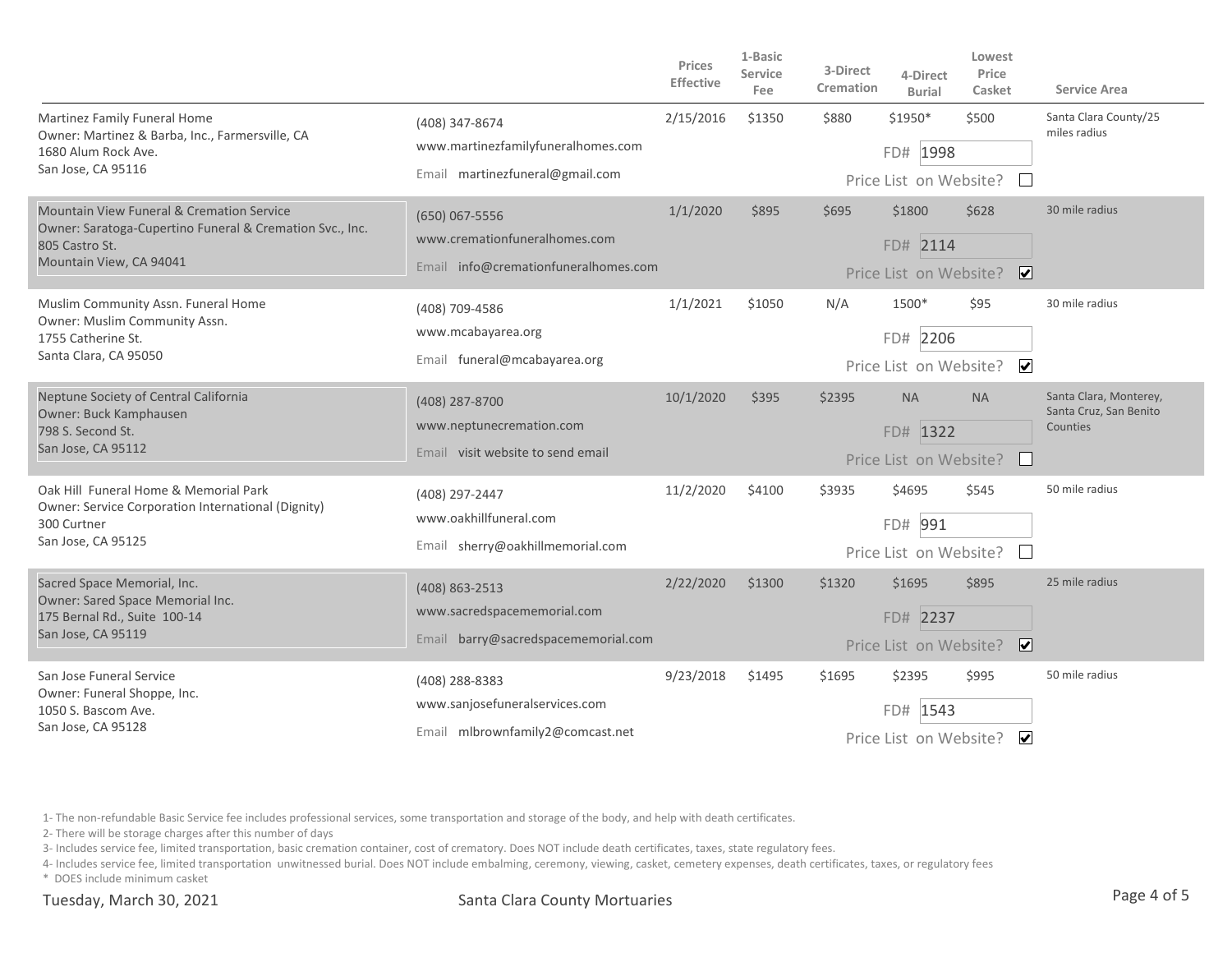| | | Prices Effective | 1-Basic Service Fee | 3-Direct Cremation | 4-Direct Burial | Lowest Price Casket | Service Area |
|---|---|---|---|---|---|---|---|
| Martinez Family Funeral Home<br>Owner: Martinez & Barba, Inc., Farmersville, CA<br>1680 Alum Rock Ave.<br>San Jose, CA 95116 | (408) 347-8674<br>www.martinezfamilyfuneralhomes.com<br>Email martinezfuneral@gmail.com | 2/15/2016 | $1350 | $880 | $1950* | $500 | Santa Clara County/25 miles radius |
| | | | | | FD# 1998 | | |
| | | | | | Price List on Website? ☐ | | |
| Mountain View Funeral & Cremation Service<br>Owner: Saratoga-Cupertino Funeral & Cremation Svc., Inc.<br>805 Castro St.<br>Mountain View, CA 94041 | (650) 067-5556<br>www.cremationfuneralhomes.com<br>Email info@cremationfuneralhomes.com | 1/1/2020 | $895 | $695 | $1800 | $628 | 30 mile radius |
| | | | | | FD# 2114 | | |
| | | | | | Price List on Website? ☑ | | |
| Muslim Community Assn. Funeral Home<br>Owner: Muslim Community Assn.<br>1755 Catherine St.<br>Santa Clara, CA 95050 | (408) 709-4586<br>www.mcabayarea.org<br>Email funeral@mcabayarea.org | 1/1/2021 | $1050 | N/A | 1500* | $95 | 30 mile radius |
| | | | | | FD# 2206 | | |
| | | | | | Price List on Website? ☑ | | |
| Neptune Society of Central California<br>Owner: Buck Kamphausen<br>798 S. Second St.<br>San Jose, CA 95112 | (408) 287-8700<br>www.neptunecremation.com<br>Email visit website to send email | 10/1/2020 | $395 | $2395 | NA | NA | Santa Clara, Monterey, Santa Cruz, San Benito Counties |
| | | | | | FD# 1322 | | |
| | | | | | Price List on Website? ☐ | | |
| Oak Hill Funeral Home & Memorial Park<br>Owner: Service Corporation International (Dignity)<br>300 Curtner<br>San Jose, CA 95125 | (408) 297-2447<br>www.oakhillfuneral.com<br>Email sherry@oakhillmemorial.com | 11/2/2020 | $4100 | $3935 | $4695 | $545 | 50 mile radius |
| | | | | | FD# 991 | | |
| | | | | | Price List on Website? ☐ | | |
| Sacred Space Memorial, Inc.<br>Owner: Sared Space Memorial Inc.<br>175 Bernal Rd., Suite 100-14<br>San Jose, CA 95119 | (408) 863-2513<br>www.sacredspacememorial.com<br>Email barry@sacredspacememorial.com | 2/22/2020 | $1300 | $1320 | $1695 | $895 | 25 mile radius |
| | | | | | FD# 2237 | | |
| | | | | | Price List on Website? ☑ | | |
| San Jose Funeral Service<br>Owner: Funeral Shoppe, Inc.<br>1050 S. Bascom Ave.<br>San Jose, CA 95128 | (408) 288-8383<br>www.sanjosefuneralservices.com<br>Email mlbrownfamily2@comcast.net | 9/23/2018 | $1495 | $1695 | $2395 | $995 | 50 mile radius |
| | | | | | FD# 1543 | | |
| | | | | | Price List on Website? ☑ | | |

1- The non-refundable Basic Service fee includes professional services, some transportation and storage of the body, and help with death certificates.

2- There will be storage charges after this number of days

3- Includes service fee, limited transportation, basic cremation container, cost of crematory. Does NOT include death certificates, taxes, state regulatory fees.

4- Includes service fee, limited transportation unwitnessed burial. Does NOT include embalming, ceremony, viewing, casket, cemetery expenses, death certificates, taxes, or regulatory fees

\* DOES include minimum casket

Tuesday, March 30, 2021

Santa Clara County Mortuaries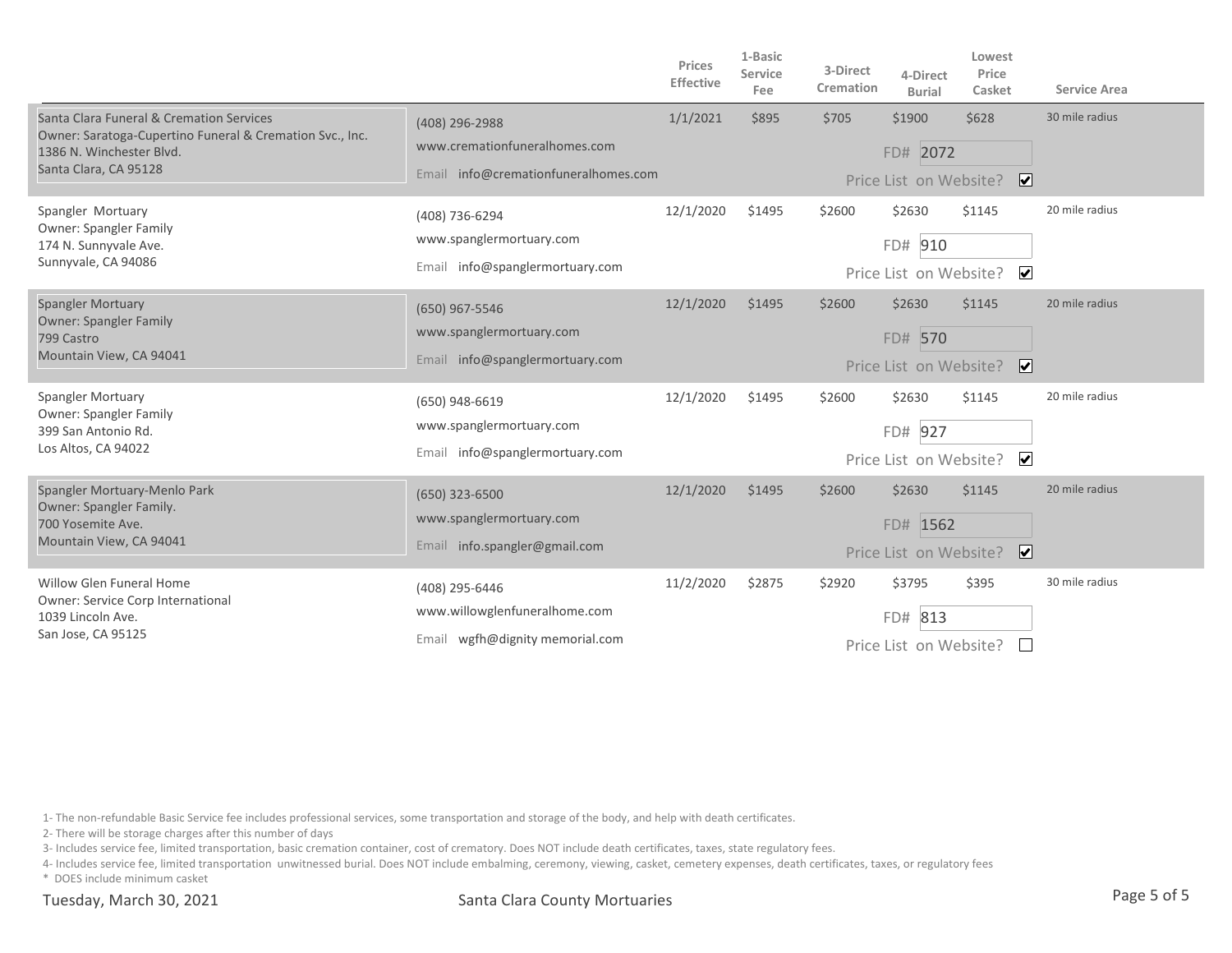| | | Prices Effective | 1-Basic Service Fee | 3-Direct Cremation | 4-Direct Burial | Lowest Price Casket | Service Area |
|---|---|---|---|---|---|---|---|
| Santa Clara Funeral & Cremation Services<br>Owner: Saratoga-Cupertino Funeral & Cremation Svc., Inc.<br>1386 N. Winchester Blvd.<br>Santa Clara, CA 95128 | (408) 296-2988<br>www.cremationfuneralhomes.com<br>Email info@cremationfuneralhomes.com | 1/1/2021 | $895 | $705 | $1900<br>FD# 2072<br>Price List on Website? ☑ | $628 | 30 mile radius |
| Spangler Mortuary<br>Owner: Spangler Family<br>174 N. Sunnyvale Ave.<br>Sunnyvale, CA 94086 | (408) 736-6294<br>www.spanglermortuary.com<br>Email info@spanglermortuary.com | 12/1/2020 | $1495 | $2600 | $2630<br>FD# 910<br>Price List on Website? ☑ | $1145 | 20 mile radius |
| Spangler Mortuary<br>Owner: Spangler Family<br>799 Castro<br>Mountain View, CA 94041 | (650) 967-5546<br>www.spanglermortuary.com<br>Email info@spanglermortuary.com | 12/1/2020 | $1495 | $2600 | $2630<br>FD# 570<br>Price List on Website? ☑ | $1145 | 20 mile radius |
| Spangler Mortuary<br>Owner: Spangler Family<br>399 San Antonio Rd.<br>Los Altos, CA 94022 | (650) 948-6619<br>www.spanglermortuary.com<br>Email info@spanglermortuary.com | 12/1/2020 | $1495 | $2600 | $2630<br>FD# 927<br>Price List on Website? ☑ | $1145 | 20 mile radius |
| Spangler Mortuary-Menlo Park<br>Owner: Spangler Family.<br>700 Yosemite Ave.<br>Mountain View, CA 94041 | (650) 323-6500<br>www.spanglermortuary.com<br>Email info.spangler@gmail.com | 12/1/2020 | $1495 | $2600 | $2630<br>FD# 1562<br>Price List on Website? ☑ | $1145 | 20 mile radius |
| Willow Glen Funeral Home<br>Owner: Service Corp International<br>1039 Lincoln Ave.<br>San Jose, CA 95125 | (408) 295-6446<br>www.willowglenfuneralhome.com<br>Email wgfh@dignity memorial.com | 11/2/2020 | $2875 | $2920 | $3795<br>FD# 813<br>Price List on Website? ☐ | $395 | 30 mile radius |

1- The non-refundable Basic Service fee includes professional services, some transportation and storage of the body, and help with death certificates.

2- There will be storage charges after this number of days

3- Includes service fee, limited transportation, basic cremation container, cost of crematory. Does NOT include death certificates, taxes, state regulatory fees.

4- Includes service fee, limited transportation unwitnessed burial. Does NOT include embalming, ceremony, viewing, casket, cemetery expenses, death certificates, taxes, or regulatory fees

* DOES include minimum casket

Tuesday, March 30, 2021

Santa Clara County Mortuaries